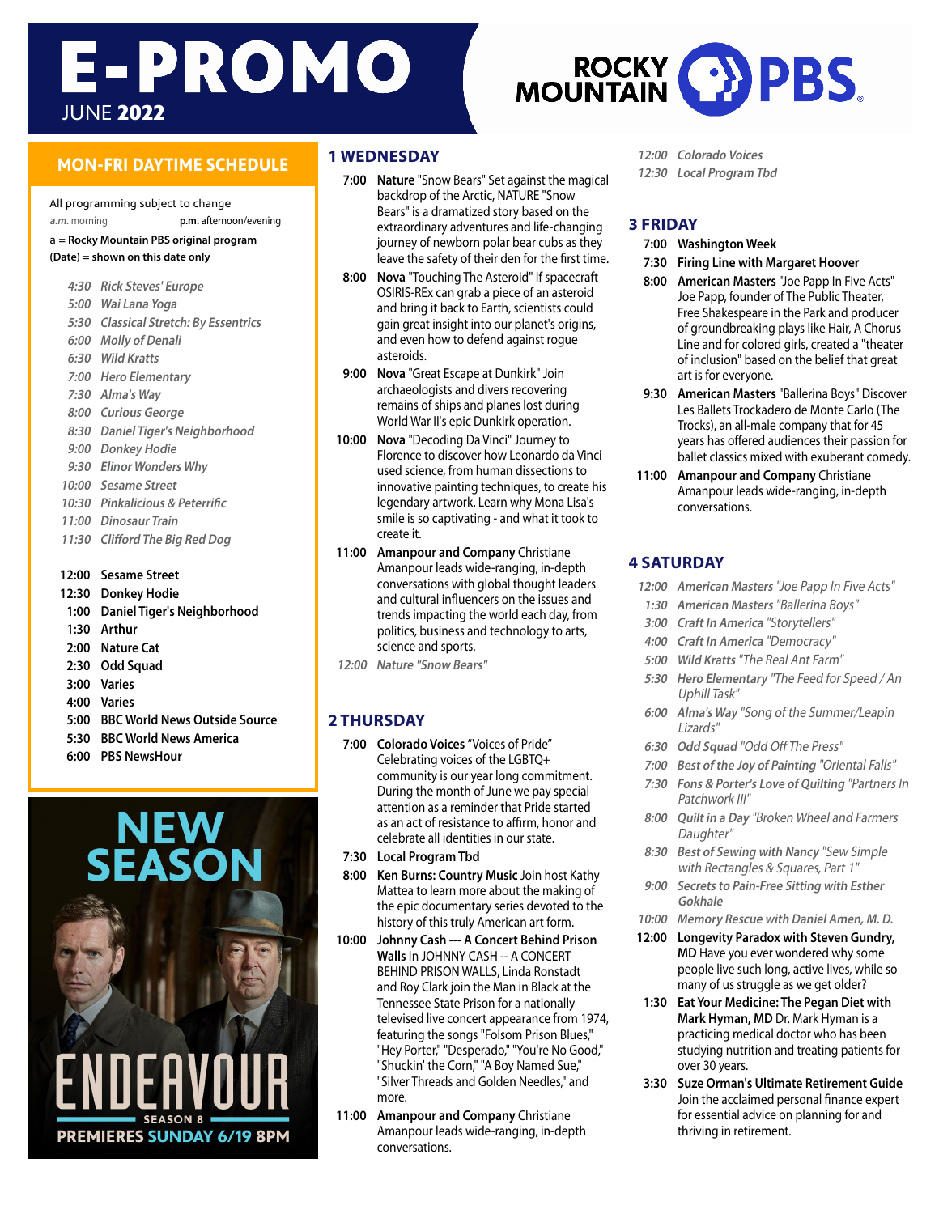# E-PROMO

JUNE **2022**

ROCKY MOUNTAIN PBS

## MON-FRI DAYTIME SCHEDULE

All programming subject to change

*a.m.* morning **p.m.** afternoon/evening

**a = Rocky Mountain PBS original program**

**(Date) = shown on this date only**

*4:30 Rick Steves' Europe*
*5:00 Wai Lana Yoga*
*5:30 Classical Stretch: By Essentrics*
*6:00 Molly of Denali*
*6:30 Wild Kratts*
*7:00 Hero Elementary*
*7:30 Alma's Way*
*8:00 Curious George*
*8:30 Daniel Tiger's Neighborhood*
*9:00 Donkey Hodie*
*9:30 Elinor Wonders Why*
*10:00 Sesame Street*
*10:30 Pinkalicious & Peterrific*
*11:00 Dinosaur Train*
*11:30 Clifford The Big Red Dog*

**12:00 Sesame Street**
**12:30 Donkey Hodie**
**1:00 Daniel Tiger's Neighborhood**
**1:30 Arthur**
**2:00 Nature Cat**
**2:30 Odd Squad**
**3:00 Varies**
**4:00 Varies**
**5:00 BBC World News Outside Source**
**5:30 BBC World News America**
**6:00 PBS NewsHour**

NEW SEASON
ENDEAVOUR
SEASON 8
PREMIERES SUNDAY 6/19 8PM

## 1 WEDNESDAY

**7:00 Nature** "Snow Bears" Set against the magical backdrop of the Arctic, NATURE "Snow Bears" is a dramatized story based on the extraordinary adventures and life-changing journey of newborn polar bear cubs as they leave the safety of their den for the first time.

**8:00 Nova** "Touching The Asteroid" If spacecraft OSIRIS-REx can grab a piece of an asteroid and bring it back to Earth, scientists could gain great insight into our planet's origins, and even how to defend against rogue asteroids.

**9:00 Nova** "Great Escape at Dunkirk" Join archaeologists and divers recovering remains of ships and planes lost during World War II's epic Dunkirk operation.

**10:00 Nova** "Decoding Da Vinci" Journey to Florence to discover how Leonardo da Vinci used science, from human dissections to innovative painting techniques, to create his legendary artwork. Learn why Mona Lisa's smile is so captivating - and what it took to create it.

**11:00 Amanpour and Company** Christiane Amanpour leads wide-ranging, in-depth conversations with global thought leaders and cultural influencers on the issues and trends impacting the world each day, from politics, business and technology to arts, science and sports.

*12:00 Nature "Snow Bears"*

## 2 THURSDAY

**7:00 Colorado Voices** "Voices of Pride" Celebrating voices of the LGBTQ+ community is our year long commitment. During the month of June we pay special attention as a reminder that Pride started as an act of resistance to affirm, honor and celebrate all identities in our state.

**7:30 Local Program Tbd**

**8:00 Ken Burns: Country Music** Join host Kathy Mattea to learn more about the making of the epic documentary series devoted to the history of this truly American art form.

**10:00 Johnny Cash --- A Concert Behind Prison Walls** In JOHNNY CASH -- A CONCERT BEHIND PRISON WALLS, Linda Ronstadt and Roy Clark join the Man in Black at the Tennessee State Prison for a nationally televised live concert appearance from 1974, featuring the songs "Folsom Prison Blues," "Hey Porter," "Desperado," "You're No Good," "Shuckin' the Corn," "A Boy Named Sue," "Silver Threads and Golden Needles," and more.

**11:00 Amanpour and Company** Christiane Amanpour leads wide-ranging, in-depth conversations.

*12:00 Colorado Voices*
*12:30 Local Program Tbd*

## 3 FRIDAY

**7:00 Washington Week**

**7:30 Firing Line with Margaret Hoover**

**8:00 American Masters** "Joe Papp In Five Acts" Joe Papp, founder of The Public Theater, Free Shakespeare in the Park and producer of groundbreaking plays like Hair, A Chorus Line and for colored girls, created a "theater of inclusion" based on the belief that great art is for everyone.

**9:30 American Masters** "Ballerina Boys" Discover Les Ballets Trockadero de Monte Carlo (The Trocks), an all-male company that for 45 years has offered audiences their passion for ballet classics mixed with exuberant comedy.

**11:00 Amanpour and Company** Christiane Amanpour leads wide-ranging, in-depth conversations.

## 4 SATURDAY

*12:00 American Masters "Joe Papp In Five Acts"*
*1:30 American Masters "Ballerina Boys"*
*3:00 Craft In America "Storytellers"*
*4:00 Craft In America "Democracy"*
*5:00 Wild Kratts "The Real Ant Farm"*
*5:30 Hero Elementary "The Feed for Speed / An Uphill Task"*
*6:00 Alma's Way "Song of the Summer/Leapin Lizards"*
*6:30 Odd Squad "Odd Off The Press"*
*7:00 Best of the Joy of Painting "Oriental Falls"*
*7:30 Fons & Porter's Love of Quilting "Partners In Patchwork III"*
*8:00 Quilt in a Day "Broken Wheel and Farmers Daughter"*
*8:30 Best of Sewing with Nancy "Sew Simple with Rectangles & Squares, Part 1"*
*9:00 Secrets to Pain-Free Sitting with Esther Gokhale*
*10:00 Memory Rescue with Daniel Amen, M. D.*

**12:00 Longevity Paradox with Steven Gundry, MD** Have you ever wondered why some people live such long, active lives, while so many of us struggle as we get older?

**1:30 Eat Your Medicine: The Pegan Diet with Mark Hyman, MD** Dr. Mark Hyman is a practicing medical doctor who has been studying nutrition and treating patients for over 30 years.

**3:30 Suze Orman's Ultimate Retirement Guide** Join the acclaimed personal finance expert for essential advice on planning for and thriving in retirement.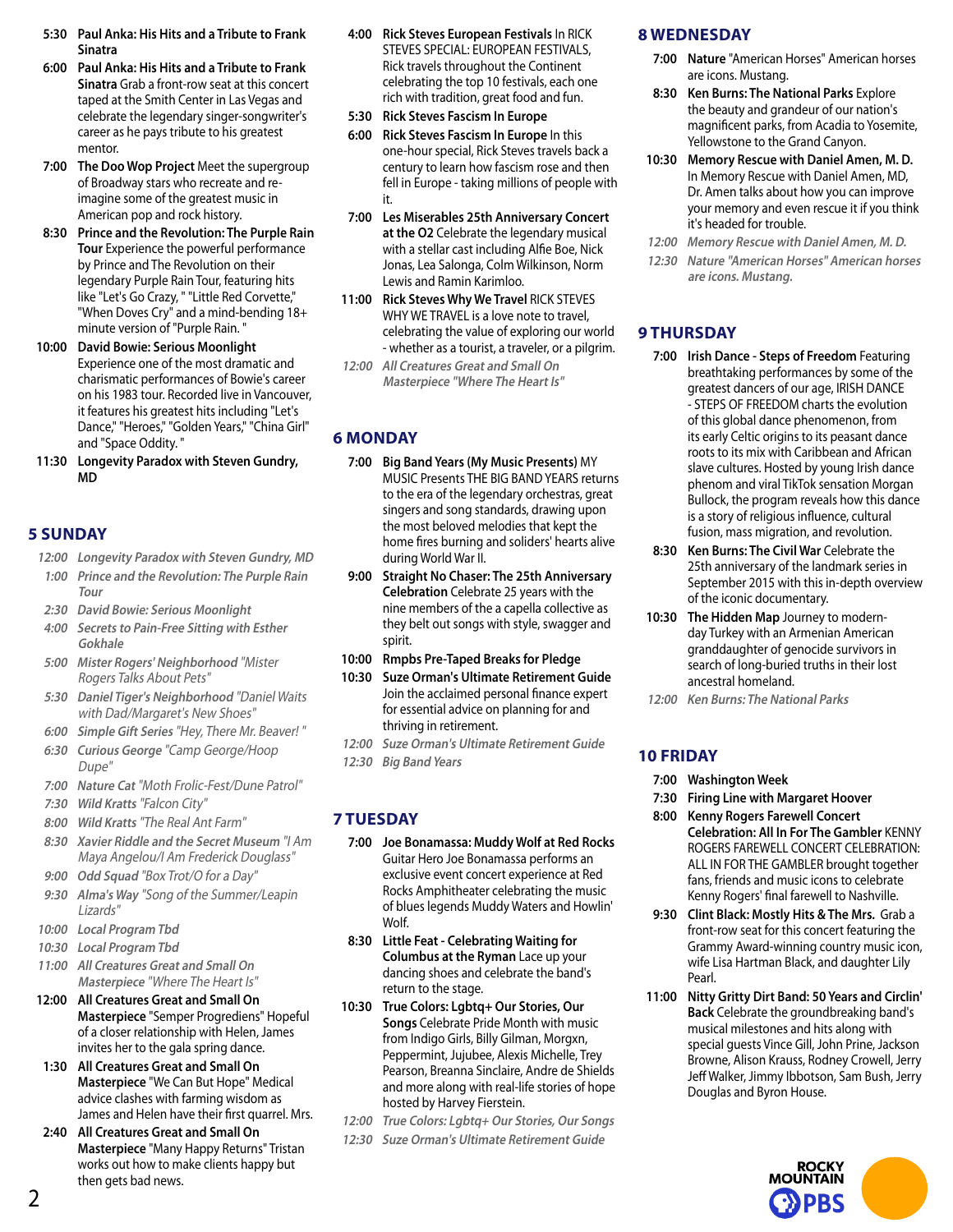**5:30** **Paul Anka: His Hits and a Tribute to Frank Sinatra**

**6:00** **Paul Anka: His Hits and a Tribute to Frank Sinatra** Grab a front-row seat at this concert taped at the Smith Center in Las Vegas and celebrate the legendary singer-songwriter's career as he pays tribute to his greatest mentor.

**7:00** **The Doo Wop Project** Meet the supergroup of Broadway stars who recreate and re-imagine some of the greatest music in American pop and rock history.

**8:30** **Prince and the Revolution: The Purple Rain Tour** Experience the powerful performance by Prince and The Revolution on their legendary Purple Rain Tour, featuring hits like "Let's Go Crazy, " "Little Red Corvette," "When Doves Cry" and a mind-bending 18+ minute version of "Purple Rain. "

**10:00** **David Bowie: Serious Moonlight** Experience one of the most dramatic and charismatic performances of Bowie's career on his 1983 tour. Recorded live in Vancouver, it features his greatest hits including "Let's Dance," "Heroes," "Golden Years," "China Girl" and "Space Oddity. "

**11:30** **Longevity Paradox with Steven Gundry, MD**

## 5 SUNDAY

*12:00* *Longevity Paradox with Steven Gundry, MD*

*1:00* *Prince and the Revolution: The Purple Rain Tour*

*2:30* *David Bowie: Serious Moonlight*

*4:00* *Secrets to Pain-Free Sitting with Esther Gokhale*

*5:00* *Mister Rogers' Neighborhood "Mister Rogers Talks About Pets"*

*5:30* *Daniel Tiger's Neighborhood "Daniel Waits with Dad/Margaret's New Shoes"*

*6:00* *Simple Gift Series "Hey, There Mr. Beaver! "*

*6:30* *Curious George "Camp George/Hoop Dupe"*

*7:00* *Nature Cat "Moth Frolic-Fest/Dune Patrol"*

*7:30* *Wild Kratts "Falcon City"*

*8:00* *Wild Kratts "The Real Ant Farm"*

*8:30* *Xavier Riddle and the Secret Museum "I Am Maya Angelou/I Am Frederick Douglass"*

*9:00* *Odd Squad "Box Trot/O for a Day"*

*9:30* *Alma's Way "Song of the Summer/Leapin Lizards"*

*10:00* *Local Program Tbd*

*10:30* *Local Program Tbd*

*11:00* *All Creatures Great and Small On Masterpiece "Where The Heart Is"*

**12:00** **All Creatures Great and Small On Masterpiece** "Semper Progrediens" Hopeful of a closer relationship with Helen, James invites her to the gala spring dance.

**1:30** **All Creatures Great and Small On Masterpiece** "We Can But Hope" Medical advice clashes with farming wisdom as James and Helen have their first quarrel. Mrs.

**2:40** **All Creatures Great and Small On Masterpiece** "Many Happy Returns" Tristan works out how to make clients happy but then gets bad news.

**4:00** **Rick Steves European Festivals** In RICK STEVES SPECIAL: EUROPEAN FESTIVALS, Rick travels throughout the Continent celebrating the top 10 festivals, each one rich with tradition, great food and fun.

**5:30** **Rick Steves Fascism In Europe**

**6:00** **Rick Steves Fascism In Europe** In this one-hour special, Rick Steves travels back a century to learn how fascism rose and then fell in Europe - taking millions of people with it.

**7:00** **Les Miserables 25th Anniversary Concert at the O2** Celebrate the legendary musical with a stellar cast including Alfie Boe, Nick Jonas, Lea Salonga, Colm Wilkinson, Norm Lewis and Ramin Karimloo.

**11:00** **Rick Steves Why We Travel** RICK STEVES WHY WE TRAVEL is a love note to travel, celebrating the value of exploring our world - whether as a tourist, a traveler, or a pilgrim.

*12:00* *All Creatures Great and Small On Masterpiece "Where The Heart Is"*

## 6 MONDAY

**7:00** **Big Band Years (My Music Presents)** MY MUSIC Presents THE BIG BAND YEARS returns to the era of the legendary orchestras, great singers and song standards, drawing upon the most beloved melodies that kept the home fires burning and soliders' hearts alive during World War II.

**9:00** **Straight No Chaser: The 25th Anniversary Celebration** Celebrate 25 years with the nine members of the a cappella collective as they belt out songs with style, swagger and spirit.

**10:00** **Rmpbs Pre-Taped Breaks for Pledge**

**10:30** **Suze Orman's Ultimate Retirement Guide** Join the acclaimed personal finance expert for essential advice on planning for and thriving in retirement.

*12:00* *Suze Orman's Ultimate Retirement Guide*

*12:30* *Big Band Years*

## 7 TUESDAY

**7:00** **Joe Bonamassa: Muddy Wolf at Red Rocks** Guitar Hero Joe Bonamassa performs an exclusive event concert experience at Red Rocks Amphitheater celebrating the music of blues legends Muddy Waters and Howlin' Wolf.

**8:30** **Little Feat - Celebrating Waiting for Columbus at the Ryman** Lace up your dancing shoes and celebrate the band's return to the stage.

**10:30** **True Colors: Lgbtq+ Our Stories, Our Songs** Celebrate Pride Month with music from Indigo Girls, Billy Gilman, Morgxn, Peppermint, Jujubee, Alexis Michelle, Trey Pearson, Breanna Sinclaire, Andre de Shields and more along with real-life stories of hope hosted by Harvey Fierstein.

*12:00* *True Colors: Lgbtq+ Our Stories, Our Songs*

*12:30* *Suze Orman's Ultimate Retirement Guide*

## 8 WEDNESDAY

**7:00** **Nature** "American Horses" American horses are icons. Mustang.

**8:30** **Ken Burns: The National Parks** Explore the beauty and grandeur of our nation's magnificent parks, from Acadia to Yosemite, Yellowstone to the Grand Canyon.

**10:30** **Memory Rescue with Daniel Amen, M. D.** In Memory Rescue with Daniel Amen, MD, Dr. Amen talks about how you can improve your memory and even rescue it if you think it's headed for trouble.

*12:00* *Memory Rescue with Daniel Amen, M. D.*

*12:30* *Nature "American Horses" American horses are icons. Mustang.*

## 9 THURSDAY

**7:00** **Irish Dance - Steps of Freedom** Featuring breathtaking performances by some of the greatest dancers of our age, IRISH DANCE - STEPS OF FREEDOM charts the evolution of this global dance phenomenon, from its early Celtic origins to its peasant dance roots to its mix with Caribbean and African slave cultures. Hosted by young Irish dance phenom and viral TikTok sensation Morgan Bullock, the program reveals how this dance is a story of religious influence, cultural fusion, mass migration, and revolution.

**8:30** **Ken Burns: The Civil War** Celebrate the 25th anniversary of the landmark series in September 2015 with this in-depth overview of the iconic documentary.

**10:30** **The Hidden Map** Journey to modern-day Turkey with an Armenian American granddaughter of genocide survivors in search of long-buried truths in their lost ancestral homeland.

*12:00* *Ken Burns: The National Parks*

## 10 FRIDAY

**7:00** **Washington Week**

**7:30** **Firing Line with Margaret Hoover**

**8:00** **Kenny Rogers Farewell Concert Celebration: All In For The Gambler** KENNY ROGERS FAREWELL CONCERT CELEBRATION: ALL IN FOR THE GAMBLER brought together fans, friends and music icons to celebrate Kenny Rogers' final farewell to Nashville.

**9:30** **Clint Black: Mostly Hits & The Mrs.** Grab a front-row seat for this concert featuring the Grammy Award-winning country music icon, wife Lisa Hartman Black, and daughter Lily Pearl.

**11:00** **Nitty Gritty Dirt Band: 50 Years and Circlin' Back** Celebrate the groundbreaking band's musical milestones and hits along with special guests Vince Gill, John Prine, Jackson Browne, Alison Krauss, Rodney Crowell, Jerry Jeff Walker, Jimmy Ibbotson, Sam Bush, Jerry Douglas and Byron House.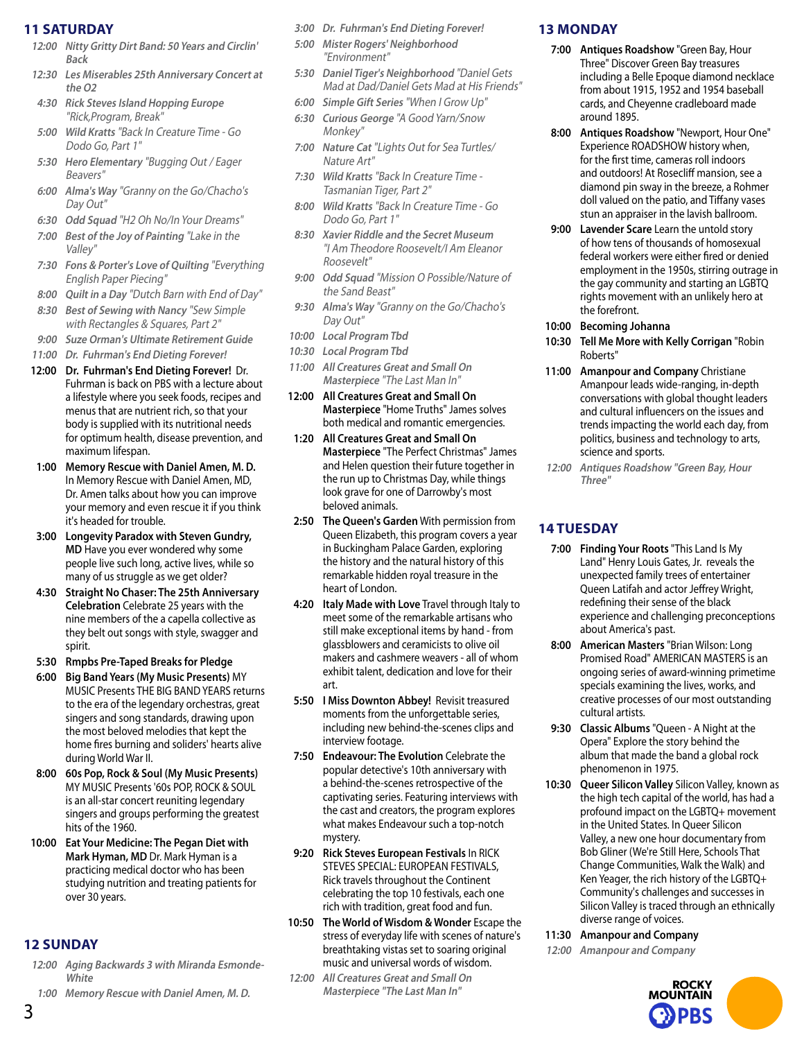## 11 SATURDAY

- *12:00* ***Nitty Gritty Dirt Band: 50 Years and Circlin' Back***
- *12:30* ***Les Miserables 25th Anniversary Concert at the O2***
- *4:30* ***Rick Steves Island Hopping Europe*** *"Rick,Program, Break"*
- *5:00* ***Wild Kratts*** *"Back In Creature Time - Go Dodo Go, Part 1"*
- *5:30* ***Hero Elementary*** *"Bugging Out / Eager Beavers"*
- *6:00* ***Alma's Way*** *"Granny on the Go/Chacho's Day Out"*
- *6:30* ***Odd Squad*** *"H2 Oh No/In Your Dreams"*
- *7:00* ***Best of the Joy of Painting*** *"Lake in the Valley"*
- *7:30* ***Fons & Porter's Love of Quilting*** *"Everything English Paper Piecing"*
- *8:00* ***Quilt in a Day*** *"Dutch Barn with End of Day"*
- *8:30* ***Best of Sewing with Nancy*** *"Sew Simple with Rectangles & Squares, Part 2"*
- *9:00* ***Suze Orman's Ultimate Retirement Guide***
- *11:00* ***Dr. Fuhrman's End Dieting Forever!***
- **12:00** **Dr. Fuhrman's End Dieting Forever!** Dr. Fuhrman is back on PBS with a lecture about a lifestyle where you seek foods, recipes and menus that are nutrient rich, so that your body is supplied with its nutritional needs for optimum health, disease prevention, and maximum lifespan.
- **1:00** **Memory Rescue with Daniel Amen, M. D.** In Memory Rescue with Daniel Amen, MD, Dr. Amen talks about how you can improve your memory and even rescue it if you think it's headed for trouble.
- **3:00** **Longevity Paradox with Steven Gundry, MD** Have you ever wondered why some people live such long, active lives, while so many of us struggle as we get older?
- **4:30** **Straight No Chaser: The 25th Anniversary Celebration** Celebrate 25 years with the nine members of the a capella collective as they belt out songs with style, swagger and spirit.
- **5:30** **Rmpbs Pre-Taped Breaks for Pledge**
- **6:00** **Big Band Years (My Music Presents)** MY MUSIC Presents THE BIG BAND YEARS returns to the era of the legendary orchestras, great singers and song standards, drawing upon the most beloved melodies that kept the home fires burning and soliders' hearts alive during World War II.
- **8:00** **60s Pop, Rock & Soul (My Music Presents)** MY MUSIC Presents '60s POP, ROCK & SOUL is an all-star concert reuniting legendary singers and groups performing the greatest hits of the 1960.
- **10:00** **Eat Your Medicine: The Pegan Diet with Mark Hyman, MD** Dr. Mark Hyman is a practicing medical doctor who has been studying nutrition and treating patients for over 30 years.

## 12 SUNDAY

- *12:00* ***Aging Backwards 3 with Miranda Esmonde-White***
- *1:00* ***Memory Rescue with Daniel Amen, M. D.***
- *3:00* ***Dr. Fuhrman's End Dieting Forever!***
- *5:00* ***Mister Rogers' Neighborhood*** *"Environment"*
- *5:30* ***Daniel Tiger's Neighborhood*** *"Daniel Gets Mad at Dad/Daniel Gets Mad at His Friends"*
- *6:00* ***Simple Gift Series*** *"When I Grow Up"*
- *6:30* ***Curious George*** *"A Good Yarn/Snow Monkey"*
- *7:00* ***Nature Cat*** *"Lights Out for Sea Turtles/ Nature Art"*
- *7:30* ***Wild Kratts*** *"Back In Creature Time - Tasmanian Tiger, Part 2"*
- *8:00* ***Wild Kratts*** *"Back In Creature Time - Go Dodo Go, Part 1"*
- *8:30* ***Xavier Riddle and the Secret Museum*** *"I Am Theodore Roosevelt/I Am Eleanor Roosevelt"*
- *9:00* ***Odd Squad*** *"Mission O Possible/Nature of the Sand Beast"*
- *9:30* ***Alma's Way*** *"Granny on the Go/Chacho's Day Out"*
- *10:00* ***Local Program Tbd***
- *10:30* ***Local Program Tbd***
- *11:00* ***All Creatures Great and Small On Masterpiece*** *"The Last Man In"*
- **12:00** **All Creatures Great and Small On Masterpiece** "Home Truths" James solves both medical and romantic emergencies.
- **1:20** **All Creatures Great and Small On Masterpiece** "The Perfect Christmas" James and Helen question their future together in the run up to Christmas Day, while things look grave for one of Darrowby's most beloved animals.
- **2:50** **The Queen's Garden** With permission from Queen Elizabeth, this program covers a year in Buckingham Palace Garden, exploring the history and the natural history of this remarkable hidden royal treasure in the heart of London.
- **4:20** **Italy Made with Love** Travel through Italy to meet some of the remarkable artisans who still make exceptional items by hand - from glassblowers and ceramicists to olive oil makers and cashmere weavers - all of whom exhibit talent, dedication and love for their art.
- **5:50** **I Miss Downton Abbey!** Revisit treasured moments from the unforgettable series, including new behind-the-scenes clips and interview footage.
- **7:50** **Endeavour: The Evolution** Celebrate the popular detective's 10th anniversary with a behind-the-scenes retrospective of the captivating series. Featuring interviews with the cast and creators, the program explores what makes Endeavour such a top-notch mystery.
- **9:20** **Rick Steves European Festivals** In RICK STEVES SPECIAL: EUROPEAN FESTIVALS, Rick travels throughout the Continent celebrating the top 10 festivals, each one rich with tradition, great food and fun.
- **10:50** **The World of Wisdom & Wonder** Escape the stress of everyday life with scenes of nature's breathtaking vistas set to soaring original music and universal words of wisdom.
- *12:00* ***All Creatures Great and Small On Masterpiece*** *"The Last Man In"*

## 13 MONDAY

- **7:00** **Antiques Roadshow** "Green Bay, Hour Three" Discover Green Bay treasures including a Belle Epoque diamond necklace from about 1915, 1952 and 1954 baseball cards, and Cheyenne cradleboard made around 1895.
- **8:00** **Antiques Roadshow** "Newport, Hour One" Experience ROADSHOW history when, for the first time, cameras roll indoors and outdoors! At Rosecliff mansion, see a diamond pin sway in the breeze, a Rohmer doll valued on the patio, and Tiffany vases stun an appraiser in the lavish ballroom.
- **9:00** **Lavender Scare** Learn the untold story of how tens of thousands of homosexual federal workers were either fired or denied employment in the 1950s, stirring outrage in the gay community and starting an LGBTQ rights movement with an unlikely hero at the forefront.
- **10:00** **Becoming Johanna**
- **10:30** **Tell Me More with Kelly Corrigan** "Robin Roberts"
- **11:00** **Amanpour and Company** Christiane Amanpour leads wide-ranging, in-depth conversations with global thought leaders and cultural influencers on the issues and trends impacting the world each day, from politics, business and technology to arts, science and sports.
- *12:00* ***Antiques Roadshow*** *"Green Bay, Hour Three"*

## 14 TUESDAY

- **7:00** **Finding Your Roots** "This Land Is My Land" Henry Louis Gates, Jr. reveals the unexpected family trees of entertainer Queen Latifah and actor Jeffrey Wright, redefining their sense of the black experience and challenging preconceptions about America's past.
- **8:00** **American Masters** "Brian Wilson: Long Promised Road" AMERICAN MASTERS is an ongoing series of award-winning primetime specials examining the lives, works, and creative processes of our most outstanding cultural artists.
- **9:30** **Classic Albums** "Queen - A Night at the Opera" Explore the story behind the album that made the band a global rock phenomenon in 1975.
- **10:30** **Queer Silicon Valley** Silicon Valley, known as the high tech capital of the world, has had a profound impact on the LGBTQ+ movement in the United States. In Queer Silicon Valley, a new one hour documentary from Bob Gliner (We're Still Here, Schools That Change Communities, Walk the Walk) and Ken Yeager, the rich history of the LGBTQ+ Community's challenges and successes in Silicon Valley is traced through an ethnically diverse range of voices.
- **11:30** **Amanpour and Company**
- *12:00* ***Amanpour and Company***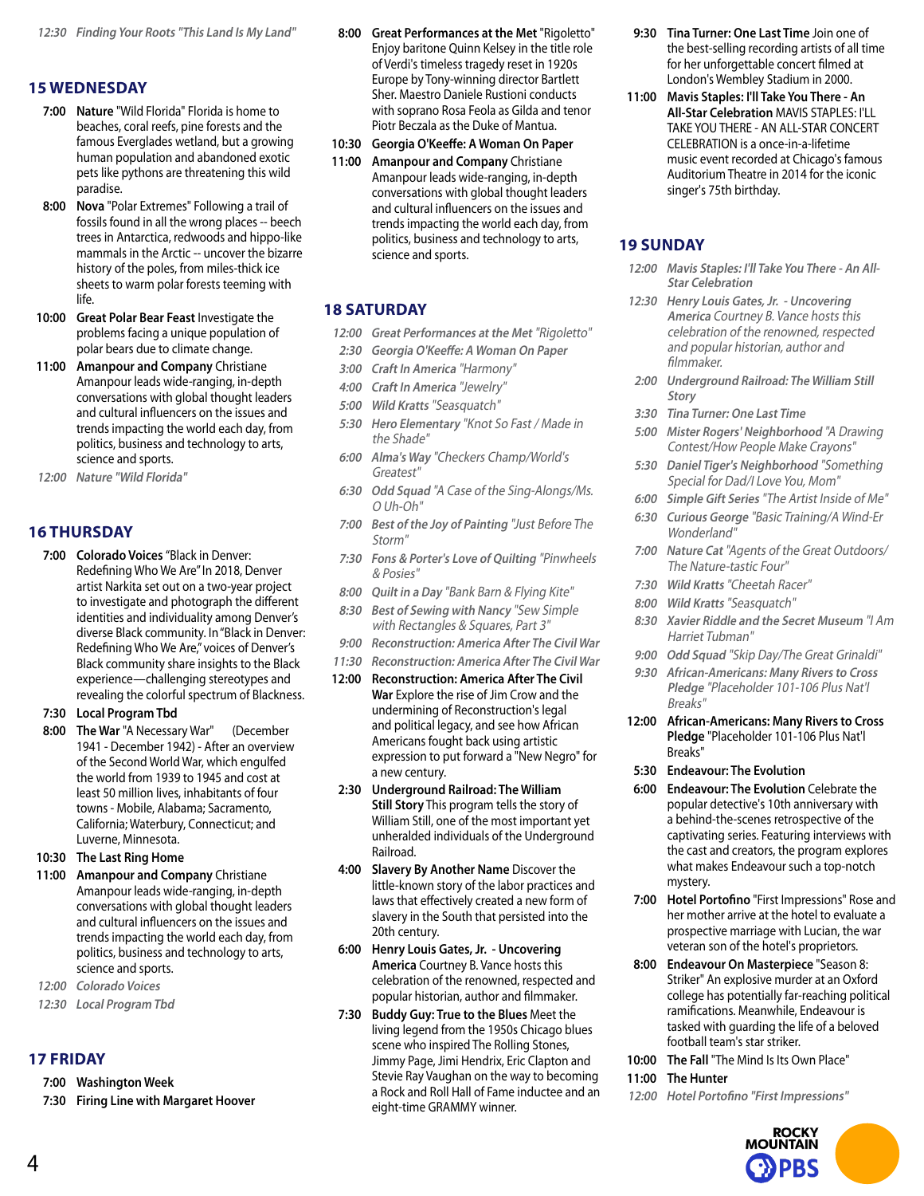*12:30 Finding Your Roots "This Land Is My Land"*

## 15 WEDNESDAY

**7:00 Nature** "Wild Florida" Florida is home to beaches, coral reefs, pine forests and the famous Everglades wetland, but a growing human population and abandoned exotic pets like pythons are threatening this wild paradise.

**8:00 Nova** "Polar Extremes" Following a trail of fossils found in all the wrong places -- beech trees in Antarctica, redwoods and hippo-like mammals in the Arctic -- uncover the bizarre history of the poles, from miles-thick ice sheets to warm polar forests teeming with life.

**10:00 Great Polar Bear Feast** Investigate the problems facing a unique population of polar bears due to climate change.

**11:00 Amanpour and Company** Christiane Amanpour leads wide-ranging, in-depth conversations with global thought leaders and cultural influencers on the issues and trends impacting the world each day, from politics, business and technology to arts, science and sports.

*12:00 Nature "Wild Florida"*

## 16 THURSDAY

**7:00 Colorado Voices** "Black in Denver: Redefining Who We Are" In 2018, Denver artist Narkita set out on a two-year project to investigate and photograph the different identities and individuality among Denver's diverse Black community. In "Black in Denver: Redefining Who We Are," voices of Denver's Black community share insights to the Black experience—challenging stereotypes and revealing the colorful spectrum of Blackness.

**7:30 Local Program Tbd**

**8:00 The War** "A Necessary War" (December 1941 - December 1942) - After an overview of the Second World War, which engulfed the world from 1939 to 1945 and cost at least 50 million lives, inhabitants of four towns - Mobile, Alabama; Sacramento, California; Waterbury, Connecticut; and Luverne, Minnesota.

**10:30 The Last Ring Home**

**11:00 Amanpour and Company** Christiane Amanpour leads wide-ranging, in-depth conversations with global thought leaders and cultural influencers on the issues and trends impacting the world each day, from politics, business and technology to arts, science and sports.

*12:00 Colorado Voices*

*12:30 Local Program Tbd*

## 17 FRIDAY

**7:00 Washington Week**

**7:30 Firing Line with Margaret Hoover**

**8:00 Great Performances at the Met** "Rigoletto" Enjoy baritone Quinn Kelsey in the title role of Verdi's timeless tragedy reset in 1920s Europe by Tony-winning director Bartlett Sher. Maestro Daniele Rustioni conducts with soprano Rosa Feola as Gilda and tenor Piotr Beczala as the Duke of Mantua.

**10:30 Georgia O'Keeffe: A Woman On Paper**

**11:00 Amanpour and Company** Christiane Amanpour leads wide-ranging, in-depth conversations with global thought leaders and cultural influencers on the issues and trends impacting the world each day, from politics, business and technology to arts, science and sports.

## 18 SATURDAY

*12:00 Great Performances at the Met "Rigoletto"*

*2:30 Georgia O'Keeffe: A Woman On Paper*

*3:00 Craft In America "Harmony"*

*4:00 Craft In America "Jewelry"*

*5:00 Wild Kratts "Seasquatch"*

*5:30 Hero Elementary "Knot So Fast / Made in the Shade"*

*6:00 Alma's Way "Checkers Champ/World's Greatest"*

*6:30 Odd Squad "A Case of the Sing-Alongs/Ms. O Uh-Oh"*

*7:00 Best of the Joy of Painting "Just Before The Storm"*

*7:30 Fons & Porter's Love of Quilting "Pinwheels & Posies"*

*8:00 Quilt in a Day "Bank Barn & Flying Kite"*

*8:30 Best of Sewing with Nancy "Sew Simple with Rectangles & Squares, Part 3"*

*9:00 Reconstruction: America After The Civil War*

*11:30 Reconstruction: America After The Civil War*

**12:00 Reconstruction: America After The Civil War** Explore the rise of Jim Crow and the undermining of Reconstruction's legal and political legacy, and see how African Americans fought back using artistic expression to put forward a "New Negro" for a new century.

**2:30 Underground Railroad: The William Still Story** This program tells the story of William Still, one of the most important yet unheralded individuals of the Underground Railroad.

**4:00 Slavery By Another Name** Discover the little-known story of the labor practices and laws that effectively created a new form of slavery in the South that persisted into the 20th century.

**6:00 Henry Louis Gates, Jr. - Uncovering America** Courtney B. Vance hosts this celebration of the renowned, respected and popular historian, author and filmmaker.

**7:30 Buddy Guy: True to the Blues** Meet the living legend from the 1950s Chicago blues scene who inspired The Rolling Stones, Jimmy Page, Jimi Hendrix, Eric Clapton and Stevie Ray Vaughan on the way to becoming a Rock and Roll Hall of Fame inductee and an eight-time GRAMMY winner.

**9:30 Tina Turner: One Last Time** Join one of the best-selling recording artists of all time for her unforgettable concert filmed at London's Wembley Stadium in 2000.

**11:00 Mavis Staples: I'll Take You There - An All-Star Celebration** MAVIS STAPLES: I'LL TAKE YOU THERE - AN ALL-STAR CONCERT CELEBRATION is a once-in-a-lifetime music event recorded at Chicago's famous Auditorium Theatre in 2014 for the iconic singer's 75th birthday.

## 19 SUNDAY

*12:00 Mavis Staples: I'll Take You There - An All-Star Celebration*

*12:30 Henry Louis Gates, Jr. - Uncovering America Courtney B. Vance hosts this celebration of the renowned, respected and popular historian, author and filmmaker.*

*2:00 Underground Railroad: The William Still Story*

*3:30 Tina Turner: One Last Time*

*5:00 Mister Rogers' Neighborhood "A Drawing Contest/How People Make Crayons"*

*5:30 Daniel Tiger's Neighborhood "Something Special for Dad/I Love You, Mom"*

*6:00 Simple Gift Series "The Artist Inside of Me"*

*6:30 Curious George "Basic Training/A Wind-Er Wonderland"*

*7:00 Nature Cat "Agents of the Great Outdoors/ The Nature-tastic Four"*

*7:30 Wild Kratts "Cheetah Racer"*

*8:00 Wild Kratts "Seasquatch"*

*8:30 Xavier Riddle and the Secret Museum "I Am Harriet Tubman"*

*9:00 Odd Squad "Skip Day/The Great Grinaldi"*

*9:30 African-Americans: Many Rivers to Cross Pledge "Placeholder 101-106 Plus Nat'l Breaks"*

**12:00 African-Americans: Many Rivers to Cross Pledge** "Placeholder 101-106 Plus Nat'l Breaks"

**5:30 Endeavour: The Evolution**

**6:00 Endeavour: The Evolution** Celebrate the popular detective's 10th anniversary with a behind-the-scenes retrospective of the captivating series. Featuring interviews with the cast and creators, the program explores what makes Endeavour such a top-notch mystery.

**7:00 Hotel Portofino** "First Impressions" Rose and her mother arrive at the hotel to evaluate a prospective marriage with Lucian, the war veteran son of the hotel's proprietors.

**8:00 Endeavour On Masterpiece** "Season 8: Striker" An explosive murder at an Oxford college has potentially far-reaching political ramifications. Meanwhile, Endeavour is tasked with guarding the life of a beloved football team's star striker.

**10:00 The Fall** "The Mind Is Its Own Place"

**11:00 The Hunter**

*12:00 Hotel Portofino "First Impressions"*

ROCKY MOUNTAIN PBS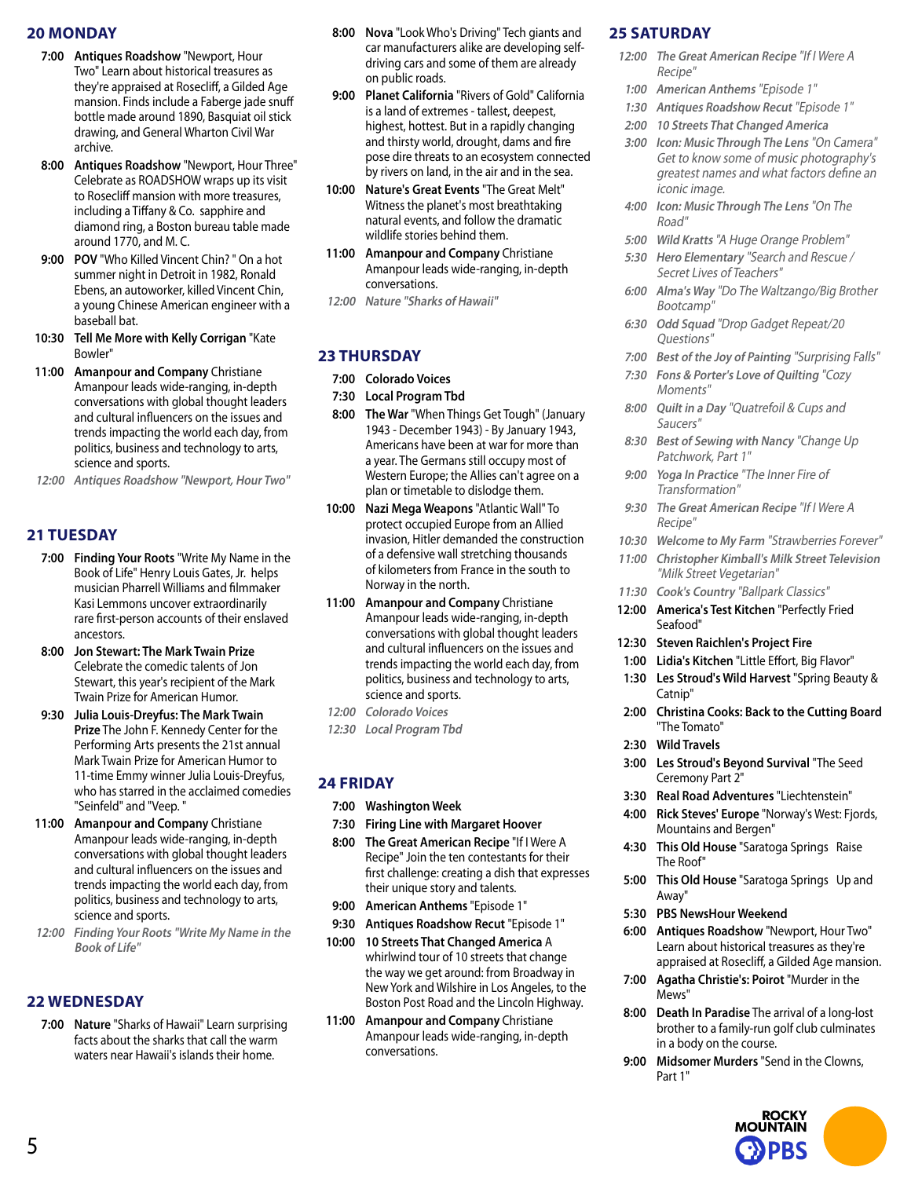## 20 MONDAY

**7:00** **Antiques Roadshow** "Newport, Hour Two" Learn about historical treasures as they're appraised at Rosecliff, a Gilded Age mansion. Finds include a Faberge jade snuff bottle made around 1890, Basquiat oil stick drawing, and General Wharton Civil War archive.

**8:00** **Antiques Roadshow** "Newport, Hour Three" Celebrate as ROADSHOW wraps up its visit to Rosecliff mansion with more treasures, including a Tiffany & Co. sapphire and diamond ring, a Boston bureau table made around 1770, and M. C.

**9:00** **POV** "Who Killed Vincent Chin? " On a hot summer night in Detroit in 1982, Ronald Ebens, an autoworker, killed Vincent Chin, a young Chinese American engineer with a baseball bat.

**10:30** **Tell Me More with Kelly Corrigan** "Kate Bowler"

**11:00** **Amanpour and Company** Christiane Amanpour leads wide-ranging, in-depth conversations with global thought leaders and cultural influencers on the issues and trends impacting the world each day, from politics, business and technology to arts, science and sports.

*12:00 Antiques Roadshow "Newport, Hour Two"*

## 21 TUESDAY

**7:00** **Finding Your Roots** "Write My Name in the Book of Life" Henry Louis Gates, Jr. helps musician Pharrell Williams and filmmaker Kasi Lemmons uncover extraordinarily rare first-person accounts of their enslaved ancestors.

**8:00** **Jon Stewart: The Mark Twain Prize** Celebrate the comedic talents of Jon Stewart, this year's recipient of the Mark Twain Prize for American Humor.

**9:30** **Julia Louis-Dreyfus: The Mark Twain Prize** The John F. Kennedy Center for the Performing Arts presents the 21st annual Mark Twain Prize for American Humor to 11-time Emmy winner Julia Louis-Dreyfus, who has starred in the acclaimed comedies "Seinfeld" and "Veep. "

**11:00** **Amanpour and Company** Christiane Amanpour leads wide-ranging, in-depth conversations with global thought leaders and cultural influencers on the issues and trends impacting the world each day, from politics, business and technology to arts, science and sports.

*12:00 Finding Your Roots "Write My Name in the Book of Life"*

## 22 WEDNESDAY

**7:00** **Nature** "Sharks of Hawaii" Learn surprising facts about the sharks that call the warm waters near Hawaii's islands their home.

**8:00** **Nova** "Look Who's Driving" Tech giants and car manufacturers alike are developing self-driving cars and some of them are already on public roads.

**9:00** **Planet California** "Rivers of Gold" California is a land of extremes - tallest, deepest, highest, hottest. But in a rapidly changing and thirsty world, drought, dams and fire pose dire threats to an ecosystem connected by rivers on land, in the air and in the sea.

**10:00** **Nature's Great Events** "The Great Melt" Witness the planet's most breathtaking natural events, and follow the dramatic wildlife stories behind them.

**11:00** **Amanpour and Company** Christiane Amanpour leads wide-ranging, in-depth conversations.

*12:00 Nature "Sharks of Hawaii"*

## 23 THURSDAY

**7:00** **Colorado Voices**

**7:30** **Local Program Tbd**

**8:00** **The War** "When Things Get Tough" (January 1943 - December 1943) - By January 1943, Americans have been at war for more than a year. The Germans still occupy most of Western Europe; the Allies can't agree on a plan or timetable to dislodge them.

**10:00** **Nazi Mega Weapons** "Atlantic Wall" To protect occupied Europe from an Allied invasion, Hitler demanded the construction of a defensive wall stretching thousands of kilometers from France in the south to Norway in the north.

**11:00** **Amanpour and Company** Christiane Amanpour leads wide-ranging, in-depth conversations with global thought leaders and cultural influencers on the issues and trends impacting the world each day, from politics, business and technology to arts, science and sports.

*12:00 Colorado Voices*

*12:30 Local Program Tbd*

## 24 FRIDAY

**7:00** **Washington Week**

**7:30** **Firing Line with Margaret Hoover**

**8:00** **The Great American Recipe** "If I Were A Recipe" Join the ten contestants for their first challenge: creating a dish that expresses their unique story and talents.

**9:00** **American Anthems** "Episode 1"

**9:30** **Antiques Roadshow Recut** "Episode 1"

**10:00** **10 Streets That Changed America** A whirlwind tour of 10 streets that change the way we get around: from Broadway in New York and Wilshire in Los Angeles, to the Boston Post Road and the Lincoln Highway.

**11:00** **Amanpour and Company** Christiane Amanpour leads wide-ranging, in-depth conversations.

## 25 SATURDAY

*12:00 The Great American Recipe "If I Were A Recipe"*

*1:00 American Anthems "Episode 1"*

*1:30 Antiques Roadshow Recut "Episode 1"*

*2:00 10 Streets That Changed America*

*3:00 Icon: Music Through The Lens "On Camera" Get to know some of music photography's greatest names and what factors define an iconic image.*

*4:00 Icon: Music Through The Lens "On The Road"*

*5:00 Wild Kratts "A Huge Orange Problem"*

*5:30 Hero Elementary "Search and Rescue / Secret Lives of Teachers"*

*6:00 Alma's Way "Do The Waltzango/Big Brother Bootcamp"*

*6:30 Odd Squad "Drop Gadget Repeat/20 Questions"*

*7:00 Best of the Joy of Painting "Surprising Falls"*

*7:30 Fons & Porter's Love of Quilting "Cozy Moments"*

*8:00 Quilt in a Day "Quatrefoil & Cups and Saucers"*

*8:30 Best of Sewing with Nancy "Change Up Patchwork, Part 1"*

*9:00 Yoga In Practice "The Inner Fire of Transformation"*

*9:30 The Great American Recipe "If I Were A Recipe"*

*10:30 Welcome to My Farm "Strawberries Forever"*

*11:00 Christopher Kimball's Milk Street Television "Milk Street Vegetarian"*

*11:30 Cook's Country "Ballpark Classics"*

**12:00** **America's Test Kitchen** "Perfectly Fried Seafood"

**12:30** **Steven Raichlen's Project Fire**

**1:00** **Lidia's Kitchen** "Little Effort, Big Flavor"

**1:30** **Les Stroud's Wild Harvest** "Spring Beauty & Catnip"

**2:00** **Christina Cooks: Back to the Cutting Board** "The Tomato"

**2:30** **Wild Travels**

**3:00** **Les Stroud's Beyond Survival** "The Seed Ceremony Part 2"

**3:30** **Real Road Adventures** "Liechtenstein"

**4:00** **Rick Steves' Europe** "Norway's West: Fjords, Mountains and Bergen"

**4:30** **This Old House** "Saratoga Springs Raise The Roof"

**5:00** **This Old House** "Saratoga Springs Up and Away"

**5:30** **PBS NewsHour Weekend**

**6:00** **Antiques Roadshow** "Newport, Hour Two" Learn about historical treasures as they're appraised at Rosecliff, a Gilded Age mansion.

**7:00** **Agatha Christie's: Poirot** "Murder in the Mews"

**8:00** **Death In Paradise** The arrival of a long-lost brother to a family-run golf club culminates in a body on the course.

**9:00** **Midsomer Murders** "Send in the Clowns, Part 1"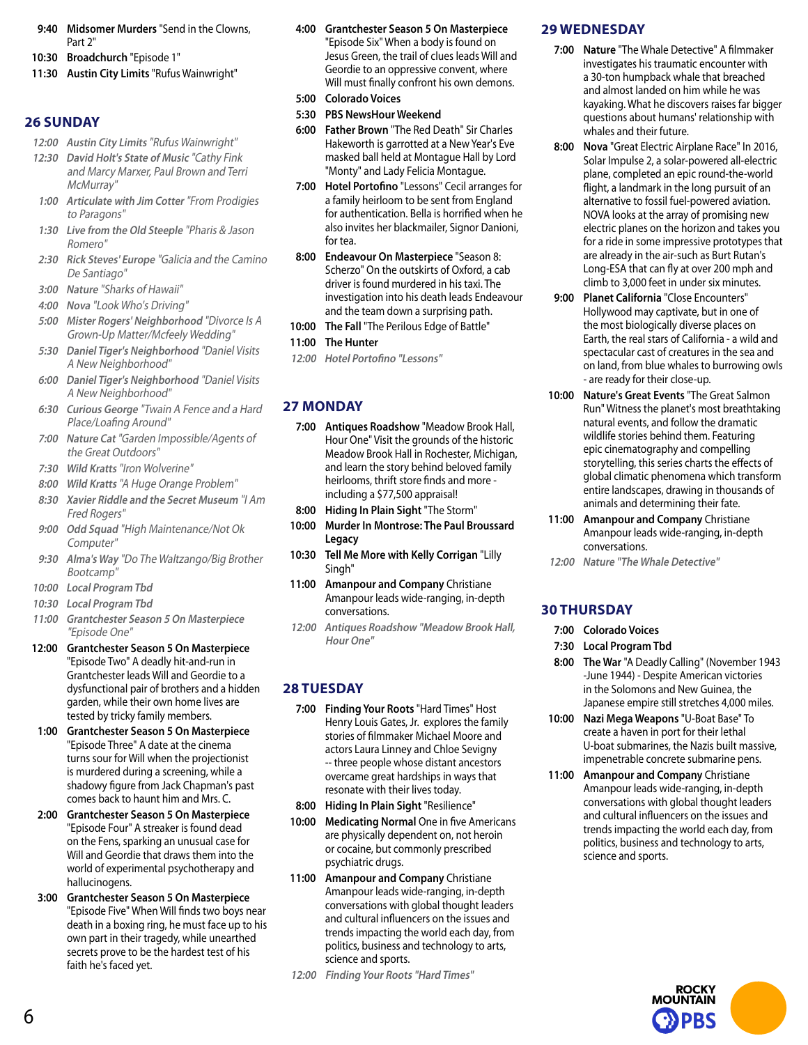**9:40** **Midsomer Murders** "Send in the Clowns, Part 2"

**10:30** **Broadchurch** "Episode 1"

**11:30** **Austin City Limits** "Rufus Wainwright"

## 26 SUNDAY

*12:00* ***Austin City Limits*** *"Rufus Wainwright"*

*12:30* ***David Holt's State of Music*** *"Cathy Fink and Marcy Marxer, Paul Brown and Terri McMurray"*

*1:00* ***Articulate with Jim Cotter*** *"From Prodigies to Paragons"*

*1:30* ***Live from the Old Steeple*** *"Pharis & Jason Romero"*

*2:30* ***Rick Steves' Europe*** *"Galicia and the Camino De Santiago"*

*3:00* ***Nature*** *"Sharks of Hawaii"*

*4:00* ***Nova*** *"Look Who's Driving"*

*5:00* ***Mister Rogers' Neighborhood*** *"Divorce Is A Grown-Up Matter/Mcfeely Wedding"*

*5:30* ***Daniel Tiger's Neighborhood*** *"Daniel Visits A New Neighborhood"*

*6:00* ***Daniel Tiger's Neighborhood*** *"Daniel Visits A New Neighborhood"*

*6:30* ***Curious George*** *"Twain A Fence and a Hard Place/Loafing Around"*

*7:00* ***Nature Cat*** *"Garden Impossible/Agents of the Great Outdoors"*

*7:30* ***Wild Kratts*** *"Iron Wolverine"*

*8:00* ***Wild Kratts*** *"A Huge Orange Problem"*

*8:30* ***Xavier Riddle and the Secret Museum*** *"I Am Fred Rogers"*

*9:00* ***Odd Squad*** *"High Maintenance/Not Ok Computer"*

*9:30* ***Alma's Way*** *"Do The Waltzango/Big Brother Bootcamp"*

*10:00* ***Local Program Tbd***

*10:30* ***Local Program Tbd***

*11:00* ***Grantchester Season 5 On Masterpiece*** *"Episode One"*

**12:00** **Grantchester Season 5 On Masterpiece** "Episode Two" A deadly hit-and-run in Grantchester leads Will and Geordie to a dysfunctional pair of brothers and a hidden garden, while their own home lives are tested by tricky family members.

**1:00** **Grantchester Season 5 On Masterpiece** "Episode Three" A date at the cinema turns sour for Will when the projectionist is murdered during a screening, while a shadowy figure from Jack Chapman's past comes back to haunt him and Mrs. C.

**2:00** **Grantchester Season 5 On Masterpiece** "Episode Four" A streaker is found dead on the Fens, sparking an unusual case for Will and Geordie that draws them into the world of experimental psychotherapy and hallucinogens.

**3:00** **Grantchester Season 5 On Masterpiece** "Episode Five" When Will finds two boys near death in a boxing ring, he must face up to his own part in their tragedy, while unearthed secrets prove to be the hardest test of his faith he's faced yet.

**4:00** **Grantchester Season 5 On Masterpiece** "Episode Six" When a body is found on Jesus Green, the trail of clues leads Will and Geordie to an oppressive convent, where Will must finally confront his own demons.

**5:00** **Colorado Voices**

**5:30** **PBS NewsHour Weekend**

**6:00** **Father Brown** "The Red Death" Sir Charles Hakeworth is garrotted at a New Year's Eve masked ball held at Montague Hall by Lord "Monty" and Lady Felicia Montague.

**7:00** **Hotel Portofino** "Lessons" Cecil arranges for a family heirloom to be sent from England for authentication. Bella is horrified when he also invites her blackmailer, Signor Danioni, for tea.

**8:00** **Endeavour On Masterpiece** "Season 8: Scherzo" On the outskirts of Oxford, a cab driver is found murdered in his taxi. The investigation into his death leads Endeavour and the team down a surprising path.

**10:00** **The Fall** "The Perilous Edge of Battle"

**11:00** **The Hunter**

*12:00* ***Hotel Portofino "Lessons"***

## 27 MONDAY

**7:00** **Antiques Roadshow** "Meadow Brook Hall, Hour One" Visit the grounds of the historic Meadow Brook Hall in Rochester, Michigan, and learn the story behind beloved family heirlooms, thrift store finds and more - including a $77,500 appraisal!

**8:00** **Hiding In Plain Sight** "The Storm"

**10:00** **Murder In Montrose: The Paul Broussard Legacy**

**10:30** **Tell Me More with Kelly Corrigan** "Lilly Singh"

**11:00** **Amanpour and Company** Christiane Amanpour leads wide-ranging, in-depth conversations.

*12:00* ***Antiques Roadshow "Meadow Brook Hall, Hour One"***

## 28 TUESDAY

**7:00** **Finding Your Roots** "Hard Times" Host Henry Louis Gates, Jr. explores the family stories of filmmaker Michael Moore and actors Laura Linney and Chloe Sevigny -- three people whose distant ancestors overcame great hardships in ways that resonate with their lives today.

**8:00** **Hiding In Plain Sight** "Resilience"

**10:00** **Medicating Normal** One in five Americans are physically dependent on, not heroin or cocaine, but commonly prescribed psychiatric drugs.

**11:00** **Amanpour and Company** Christiane Amanpour leads wide-ranging, in-depth conversations with global thought leaders and cultural influencers on the issues and trends impacting the world each day, from politics, business and technology to arts, science and sports.

*12:00* ***Finding Your Roots "Hard Times"***

## 29 WEDNESDAY

**7:00** **Nature** "The Whale Detective" A filmmaker investigates his traumatic encounter with a 30-ton humpback whale that breached and almost landed on him while he was kayaking. What he discovers raises far bigger questions about humans' relationship with whales and their future.

**8:00** **Nova** "Great Electric Airplane Race" In 2016, Solar Impulse 2, a solar-powered all-electric plane, completed an epic round-the-world flight, a landmark in the long pursuit of an alternative to fossil fuel-powered aviation. NOVA looks at the array of promising new electric planes on the horizon and takes you for a ride in some impressive prototypes that are already in the air-such as Burt Rutan's Long-ESA that can fly at over 200 mph and climb to 3,000 feet in under six minutes.

**9:00** **Planet California** "Close Encounters" Hollywood may captivate, but in one of the most biologically diverse places on Earth, the real stars of California - a wild and spectacular cast of creatures in the sea and on land, from blue whales to burrowing owls - are ready for their close-up.

**10:00** **Nature's Great Events** "The Great Salmon Run" Witness the planet's most breathtaking natural events, and follow the dramatic wildlife stories behind them. Featuring epic cinematography and compelling storytelling, this series charts the effects of global climatic phenomena which transform entire landscapes, drawing in thousands of animals and determining their fate.

**11:00** **Amanpour and Company** Christiane Amanpour leads wide-ranging, in-depth conversations.

*12:00* ***Nature "The Whale Detective"***

## 30 THURSDAY

**7:00** **Colorado Voices**

**7:30** **Local Program Tbd**

**8:00** **The War** "A Deadly Calling" (November 1943 -June 1944) - Despite American victories in the Solomons and New Guinea, the Japanese empire still stretches 4,000 miles.

**10:00** **Nazi Mega Weapons** "U-Boat Base" To create a haven in port for their lethal U-boat submarines, the Nazis built massive, impenetrable concrete submarine pens.

**11:00** **Amanpour and Company** Christiane Amanpour leads wide-ranging, in-depth conversations with global thought leaders and cultural influencers on the issues and trends impacting the world each day, from politics, business and technology to arts, science and sports.